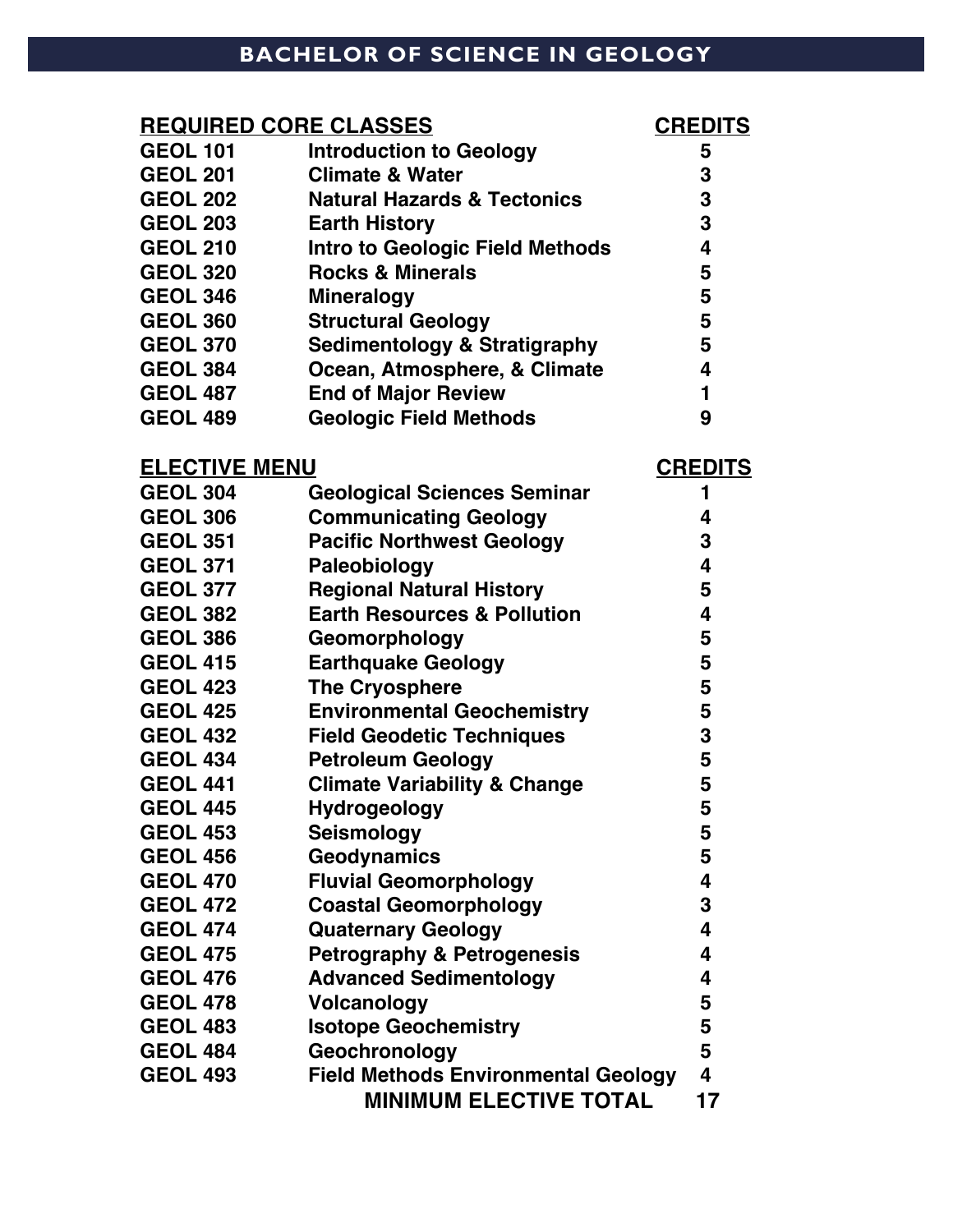# BACHELOR OF SCIENCE IN GEOLOGY

| REQUIRED CORE CLASSES | | CREDITS |
|---|---|---|
| GEOL 101 | Introduction to Geology | 5 |
| GEOL 201 | Climate & Water | 3 |
| GEOL 202 | Natural Hazards & Tectonics | 3 |
| GEOL 203 | Earth History | 3 |
| GEOL 210 | Intro to Geologic Field Methods | 4 |
| GEOL 320 | Rocks & Minerals | 5 |
| GEOL 346 | Mineralogy | 5 |
| GEOL 360 | Structural Geology | 5 |
| GEOL 370 | Sedimentology & Stratigraphy | 5 |
| GEOL 384 | Ocean, Atmosphere, & Climate | 4 |
| GEOL 487 | End of Major Review | 1 |
| GEOL 489 | Geologic Field Methods | 9 |

| ELECTIVE MENU | | CREDITS |
|---|---|---|
| GEOL 304 | Geological Sciences Seminar | 1 |
| GEOL 306 | Communicating Geology | 4 |
| GEOL 351 | Pacific Northwest Geology | 3 |
| GEOL 371 | Paleobiology | 4 |
| GEOL 377 | Regional Natural History | 5 |
| GEOL 382 | Earth Resources & Pollution | 4 |
| GEOL 386 | Geomorphology | 5 |
| GEOL 415 | Earthquake Geology | 5 |
| GEOL 423 | The Cryosphere | 5 |
| GEOL 425 | Environmental Geochemistry | 5 |
| GEOL 432 | Field Geodetic Techniques | 3 |
| GEOL 434 | Petroleum Geology | 5 |
| GEOL 441 | Climate Variability & Change | 5 |
| GEOL 445 | Hydrogeology | 5 |
| GEOL 453 | Seismology | 5 |
| GEOL 456 | Geodynamics | 5 |
| GEOL 470 | Fluvial Geomorphology | 4 |
| GEOL 472 | Coastal Geomorphology | 3 |
| GEOL 474 | Quaternary Geology | 4 |
| GEOL 475 | Petrography & Petrogenesis | 4 |
| GEOL 476 | Advanced Sedimentology | 4 |
| GEOL 478 | Volcanology | 5 |
| GEOL 483 | Isotope Geochemistry | 5 |
| GEOL 484 | Geochronology | 5 |
| GEOL 493 | Field Methods Environmental Geology | 4 |
| | **MINIMUM ELECTIVE TOTAL** | **17** |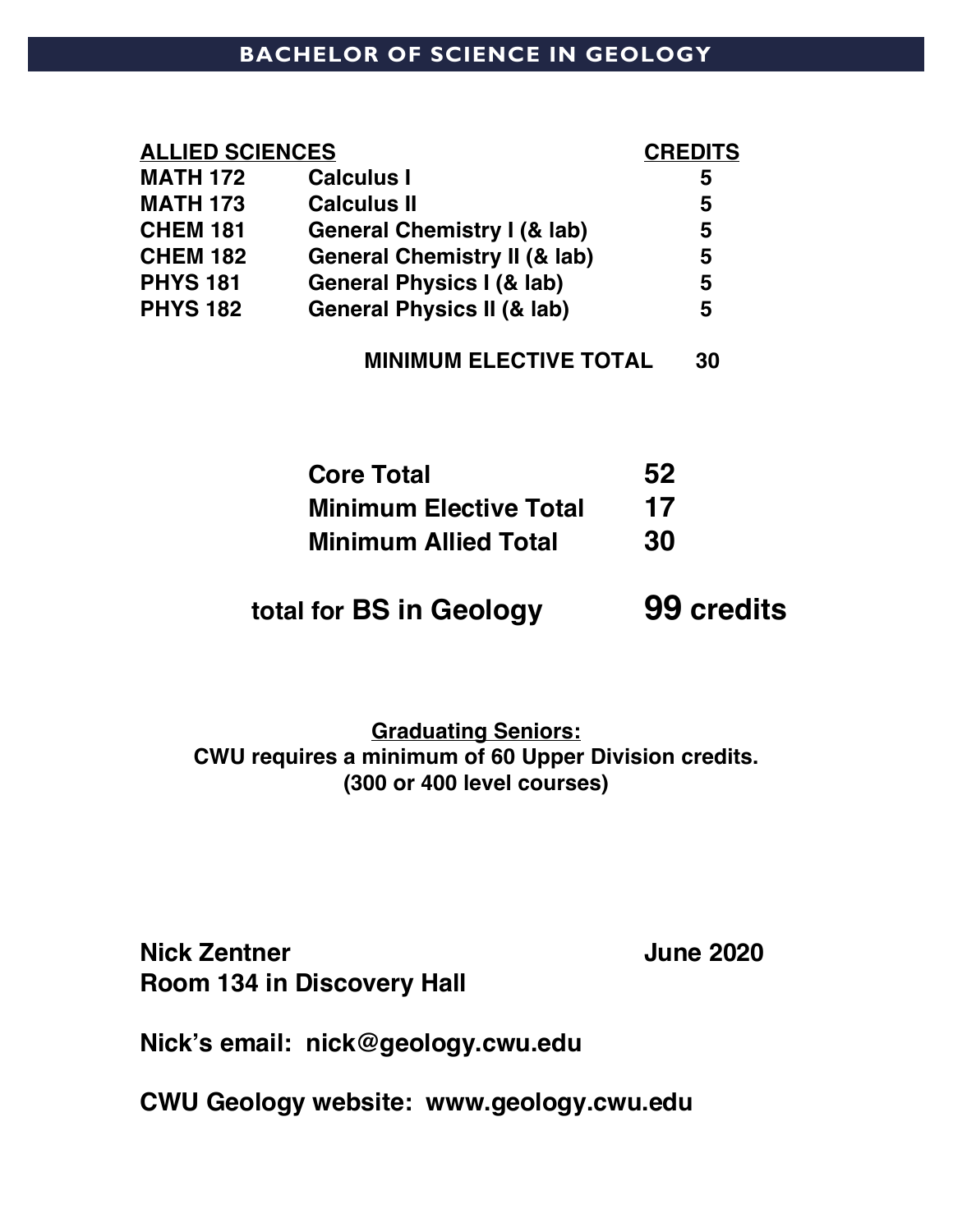# BACHELOR OF SCIENCE IN GEOLOGY

| ALLIED SCIENCES | | CREDITS |
|---|---|---|
| MATH 172 | Calculus I | 5 |
| MATH 173 | Calculus II | 5 |
| CHEM 181 | General Chemistry I (& lab) | 5 |
| CHEM 182 | General Chemistry II (& lab) | 5 |
| PHYS 181 | General Physics I (& lab) | 5 |
| PHYS 182 | General Physics II (& lab) | 5 |
| | **MINIMUM ELECTIVE TOTAL** | **30** |

| | |
|---|---|
| **Core Total** | **52** |
| **Minimum Elective Total** | **17** |
| **Minimum Allied Total** | **30** |
| **total for BS in Geology** | **99 credits** |

**Graduating Seniors:**
**CWU requires a minimum of 60 Upper Division credits.**
**(300 or 400 level courses)**

**Nick Zentner** — **June 2020**
**Room 134 in Discovery Hall**

**Nick's email: nick@geology.cwu.edu**

**CWU Geology website: www.geology.cwu.edu**